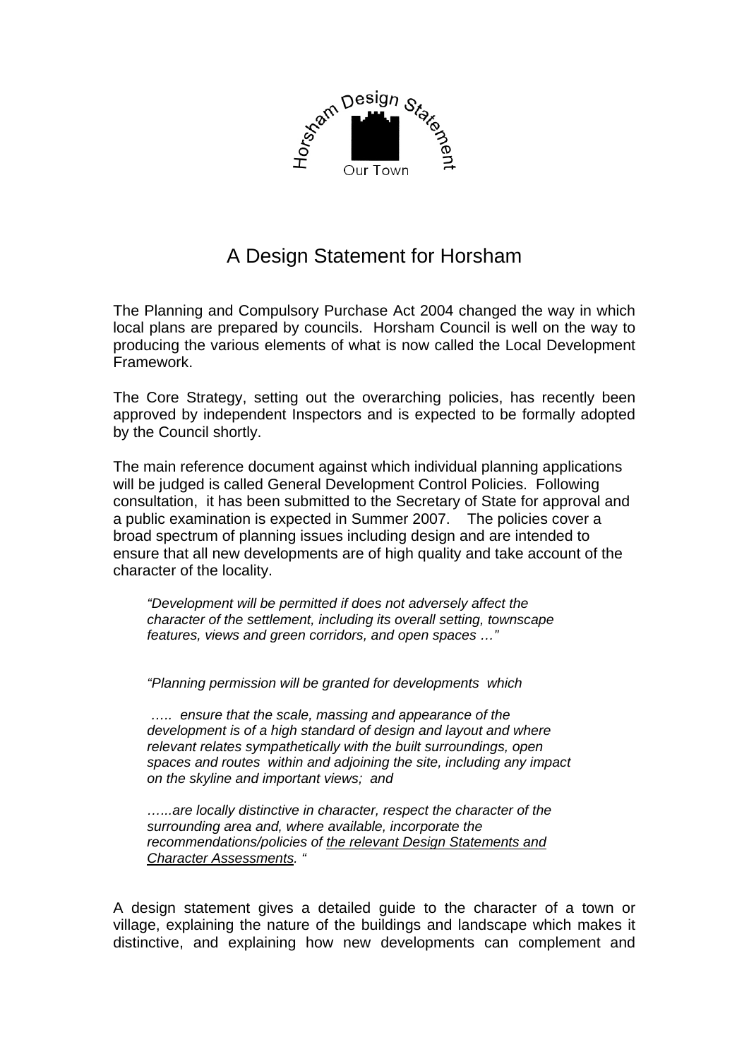Horsham Design Statement

Our Town

# A Design Statement for Horsham

The Planning and Compulsory Purchase Act 2004 changed the way in which local plans are prepared by councils. Horsham Council is well on the way to producing the various elements of what is now called the Local Development Framework.

The Core Strategy, setting out the overarching policies, has recently been approved by independent Inspectors and is expected to be formally adopted by the Council shortly.

The main reference document against which individual planning applications will be judged is called General Development Control Policies. Following consultation, it has been submitted to the Secretary of State for approval and a public examination is expected in Summer 2007. The policies cover a broad spectrum of planning issues including design and are intended to ensure that all new developments are of high quality and take account of the character of the locality.

> *"Development will be permitted if does not adversely affect the character of the settlement, including its overall setting, townscape features, views and green corridors, and open spaces …"*
>
> *"Planning permission will be granted for developments which*
>
> *….. ensure that the scale, massing and appearance of the development is of a high standard of design and layout and where relevant relates sympathetically with the built surroundings, open spaces and routes within and adjoining the site, including any impact on the skyline and important views; and*
>
> *…...are locally distinctive in character, respect the character of the surrounding area and, where available, incorporate the recommendations/policies of <u>the relevant Design Statements and Character Assessments</u>. "*

A design statement gives a detailed guide to the character of a town or village, explaining the nature of the buildings and landscape which makes it distinctive, and explaining how new developments can complement and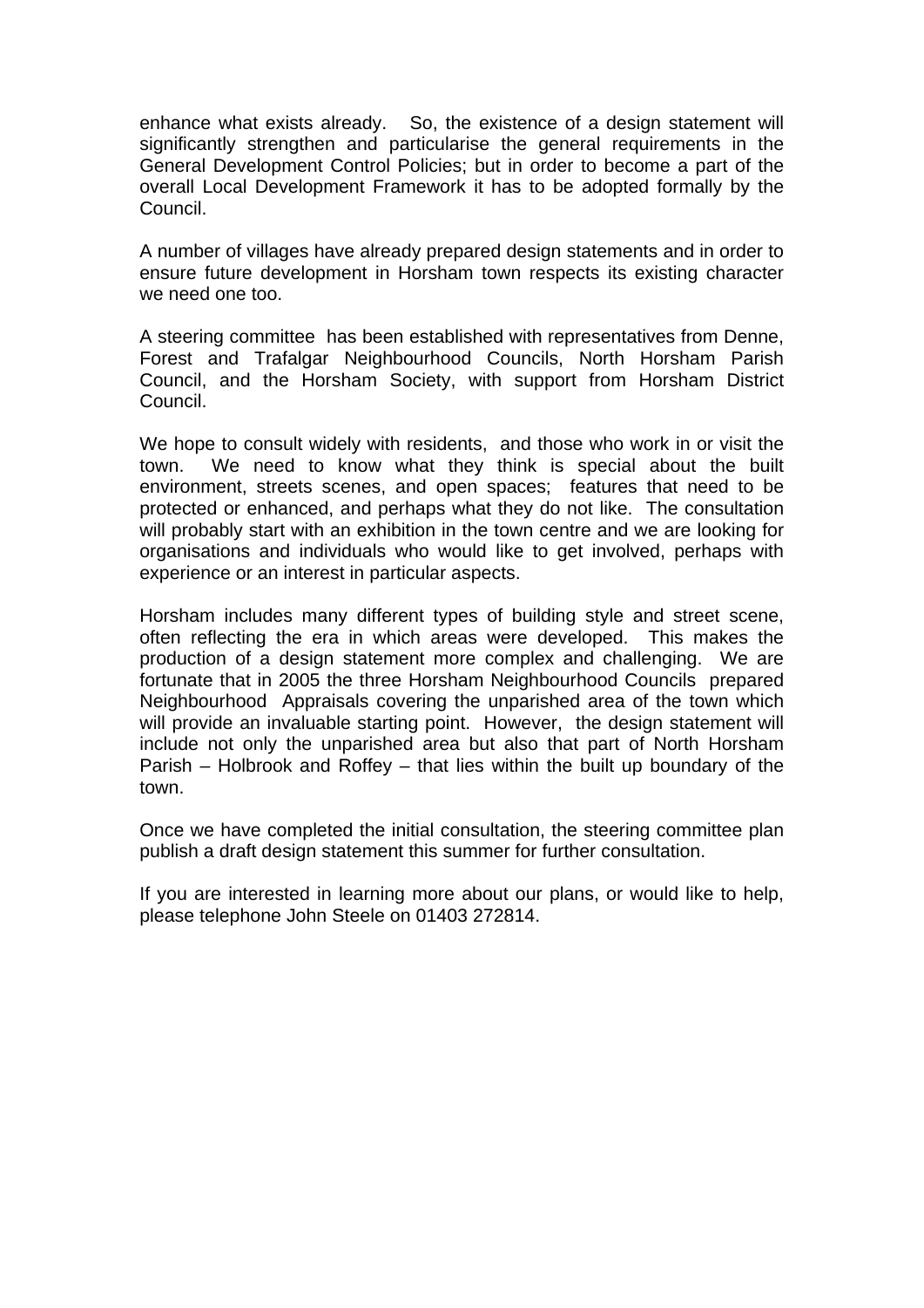enhance what exists already. So, the existence of a design statement will significantly strengthen and particularise the general requirements in the General Development Control Policies; but in order to become a part of the overall Local Development Framework it has to be adopted formally by the Council.

A number of villages have already prepared design statements and in order to ensure future development in Horsham town respects its existing character we need one too.

A steering committee has been established with representatives from Denne, Forest and Trafalgar Neighbourhood Councils, North Horsham Parish Council, and the Horsham Society, with support from Horsham District Council.

We hope to consult widely with residents, and those who work in or visit the town. We need to know what they think is special about the built environment, streets scenes, and open spaces; features that need to be protected or enhanced, and perhaps what they do not like. The consultation will probably start with an exhibition in the town centre and we are looking for organisations and individuals who would like to get involved, perhaps with experience or an interest in particular aspects.

Horsham includes many different types of building style and street scene, often reflecting the era in which areas were developed. This makes the production of a design statement more complex and challenging. We are fortunate that in 2005 the three Horsham Neighbourhood Councils prepared Neighbourhood Appraisals covering the unparished area of the town which will provide an invaluable starting point. However, the design statement will include not only the unparished area but also that part of North Horsham Parish – Holbrook and Roffey – that lies within the built up boundary of the town.

Once we have completed the initial consultation, the steering committee plan publish a draft design statement this summer for further consultation.

If you are interested in learning more about our plans, or would like to help, please telephone John Steele on 01403 272814.